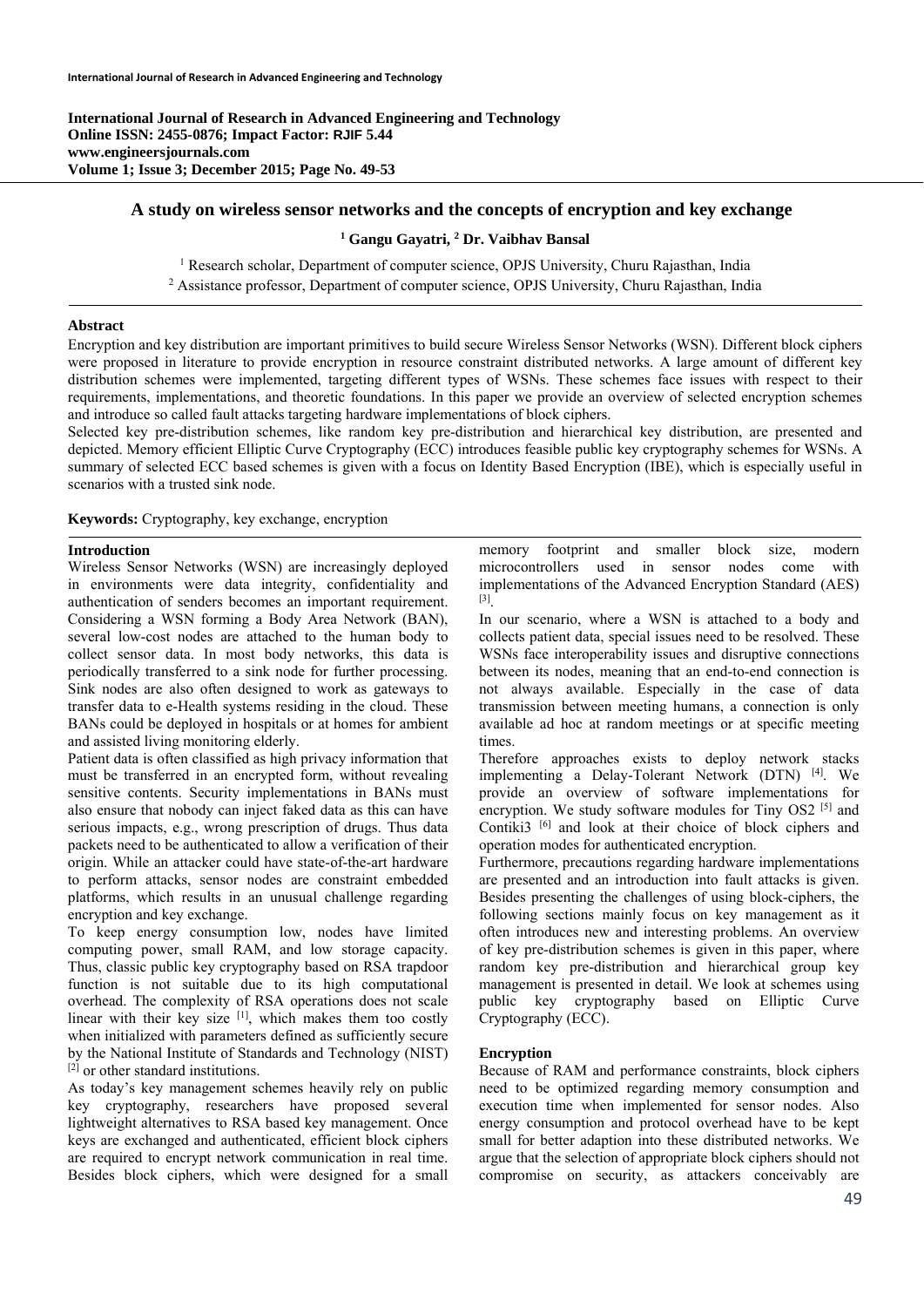International Journal of Research in Advanced Engineering and Technology
**Online ISSN: 2455-0876; Impact Factor: RJIF 5.44**
**www.engineersjournals.com**
**Volume 1; Issue 3; December 2015; Page No. 49-53**

# A study on wireless sensor networks and the concepts of encryption and key exchange

**[1] Gangu Gayatri, [2] Dr. Vaibhav Bansal**

[1] Research scholar, Department of computer science, OPJS University, Churu Rajasthan, India
[2] Assistance professor, Department of computer science, OPJS University, Churu Rajasthan, India

## Abstract

Encryption and key distribution are important primitives to build secure Wireless Sensor Networks (WSN). Different block ciphers were proposed in literature to provide encryption in resource constraint distributed networks. A large amount of different key distribution schemes were implemented, targeting different types of WSNs. These schemes face issues with respect to their requirements, implementations, and theoretic foundations. In this paper we provide an overview of selected encryption schemes and introduce so called fault attacks targeting hardware implementations of block ciphers.

Selected key pre-distribution schemes, like random key pre-distribution and hierarchical key distribution, are presented and depicted. Memory efficient Elliptic Curve Cryptography (ECC) introduces feasible public key cryptography schemes for WSNs. A summary of selected ECC based schemes is given with a focus on Identity Based Encryption (IBE), which is especially useful in scenarios with a trusted sink node.

**Keywords:** Cryptography, key exchange, encryption

## Introduction

Wireless Sensor Networks (WSN) are increasingly deployed in environments were data integrity, confidentiality and authentication of senders becomes an important requirement. Considering a WSN forming a Body Area Network (BAN), several low-cost nodes are attached to the human body to collect sensor data. In most body networks, this data is periodically transferred to a sink node for further processing. Sink nodes are also often designed to work as gateways to transfer data to e-Health systems residing in the cloud. These BANs could be deployed in hospitals or at homes for ambient and assisted living monitoring elderly.

Patient data is often classified as high privacy information that must be transferred in an encrypted form, without revealing sensitive contents. Security implementations in BANs must also ensure that nobody can inject faked data as this can have serious impacts, e.g., wrong prescription of drugs. Thus data packets need to be authenticated to allow a verification of their origin. While an attacker could have state-of-the-art hardware to perform attacks, sensor nodes are constraint embedded platforms, which results in an unusual challenge regarding encryption and key exchange.

To keep energy consumption low, nodes have limited computing power, small RAM, and low storage capacity. Thus, classic public key cryptography based on RSA trapdoor function is not suitable due to its high computational overhead. The complexity of RSA operations does not scale linear with their key size [1], which makes them too costly when initialized with parameters defined as sufficiently secure by the National Institute of Standards and Technology (NIST) [2] or other standard institutions.

As today's key management schemes heavily rely on public key cryptography, researchers have proposed several lightweight alternatives to RSA based key management. Once keys are exchanged and authenticated, efficient block ciphers are required to encrypt network communication in real time. Besides block ciphers, which were designed for a small memory footprint and smaller block size, modern microcontrollers used in sensor nodes come with implementations of the Advanced Encryption Standard (AES) [3].

In our scenario, where a WSN is attached to a body and collects patient data, special issues need to be resolved. These WSNs face interoperability issues and disruptive connections between its nodes, meaning that an end-to-end connection is not always available. Especially in the case of data transmission between meeting humans, a connection is only available ad hoc at random meetings or at specific meeting times.

Therefore approaches exists to deploy network stacks implementing a Delay-Tolerant Network (DTN) [4]. We provide an overview of software implementations for encryption. We study software modules for Tiny OS2 [5] and Contiki3 [6] and look at their choice of block ciphers and operation modes for authenticated encryption.

Furthermore, precautions regarding hardware implementations are presented and an introduction into fault attacks is given. Besides presenting the challenges of using block-ciphers, the following sections mainly focus on key management as it often introduces new and interesting problems. An overview of key pre-distribution schemes is given in this paper, where random key pre-distribution and hierarchical group key management is presented in detail. We look at schemes using public key cryptography based on Elliptic Curve Cryptography (ECC).

## Encryption

Because of RAM and performance constraints, block ciphers need to be optimized regarding memory consumption and execution time when implemented for sensor nodes. Also energy consumption and protocol overhead have to be kept small for better adaption into these distributed networks. We argue that the selection of appropriate block ciphers should not compromise on security, as attackers conceivably are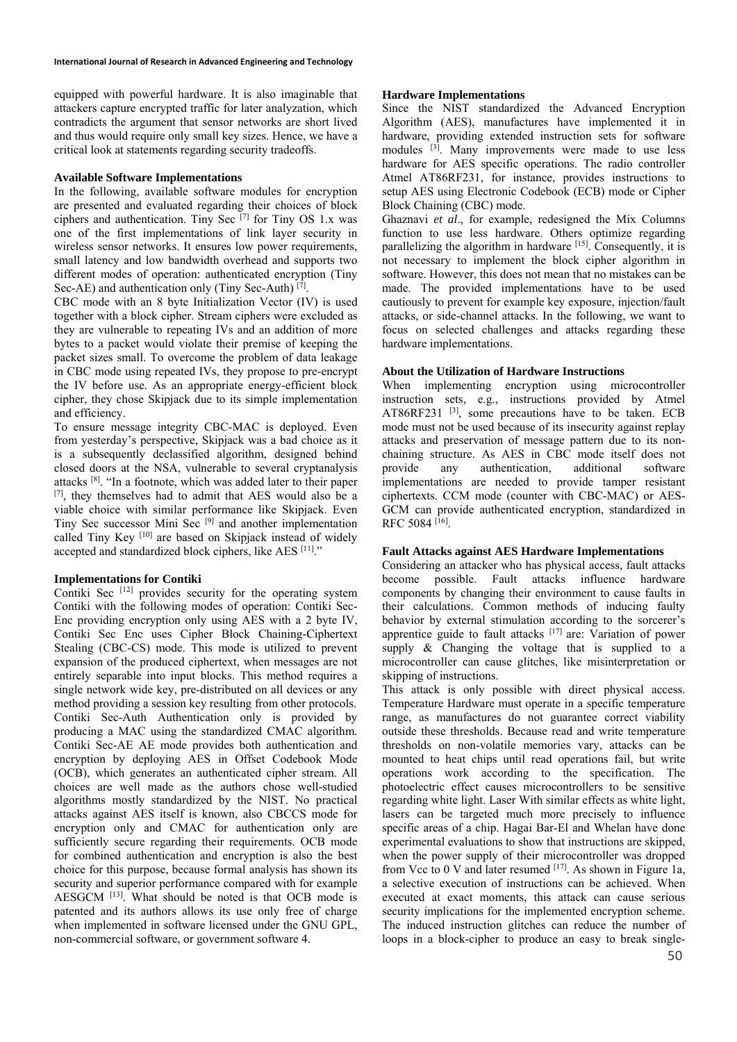equipped with powerful hardware. It is also imaginable that attackers capture encrypted traffic for later analyzation, which contradicts the argument that sensor networks are short lived and thus would require only small key sizes. Hence, we have a critical look at statements regarding security tradeoffs.

### Available Software Implementations

In the following, available software modules for encryption are presented and evaluated regarding their choices of block ciphers and authentication. Tiny Sec [7] for Tiny OS 1.x was one of the first implementations of link layer security in wireless sensor networks. It ensures low power requirements, small latency and low bandwidth overhead and supports two different modes of operation: authenticated encryption (Tiny Sec-AE) and authentication only (Tiny Sec-Auth) [7].

CBC mode with an 8 byte Initialization Vector (IV) is used together with a block cipher. Stream ciphers were excluded as they are vulnerable to repeating IVs and an addition of more bytes to a packet would violate their premise of keeping the packet sizes small. To overcome the problem of data leakage in CBC mode using repeated IVs, they propose to pre-encrypt the IV before use. As an appropriate energy-efficient block cipher, they chose Skipjack due to its simple implementation and efficiency.

To ensure message integrity CBC-MAC is deployed. Even from yesterday's perspective, Skipjack was a bad choice as it is a subsequently declassified algorithm, designed behind closed doors at the NSA, vulnerable to several cryptanalysis attacks [8]. "In a footnote, which was added later to their paper [7], they themselves had to admit that AES would also be a viable choice with similar performance like Skipjack. Even Tiny Sec successor Mini Sec [9] and another implementation called Tiny Key [10] are based on Skipjack instead of widely accepted and standardized block ciphers, like AES [11]."

### Implementations for Contiki

Contiki Sec [12] provides security for the operating system Contiki with the following modes of operation: Contiki Sec-Enc providing encryption only using AES with a 2 byte IV, Contiki Sec Enc uses Cipher Block Chaining-Ciphertext Stealing (CBC-CS) mode. This mode is utilized to prevent expansion of the produced ciphertext, when messages are not entirely separable into input blocks. This method requires a single network wide key, pre-distributed on all devices or any method providing a session key resulting from other protocols. Contiki Sec-Auth Authentication only is provided by producing a MAC using the standardized CMAC algorithm. Contiki Sec-AE AE mode provides both authentication and encryption by deploying AES in Offset Codebook Mode (OCB), which generates an authenticated cipher stream. All choices are well made as the authors chose well-studied algorithms mostly standardized by the NIST. No practical attacks against AES itself is known, also CBCCS mode for encryption only and CMAC for authentication only are sufficiently secure regarding their requirements. OCB mode for combined authentication and encryption is also the best choice for this purpose, because formal analysis has shown its security and superior performance compared with for example AESGCM [13]. What should be noted is that OCB mode is patented and its authors allows its use only free of charge when implemented in software licensed under the GNU GPL, non-commercial software, or government software 4.

### Hardware Implementations

Since the NIST standardized the Advanced Encryption Algorithm (AES), manufactures have implemented it in hardware, providing extended instruction sets for software modules [3]. Many improvements were made to use less hardware for AES specific operations. The radio controller Atmel AT86RF231, for instance, provides instructions to setup AES using Electronic Codebook (ECB) mode or Cipher Block Chaining (CBC) mode.

Ghaznavi *et al*., for example, redesigned the Mix Columns function to use less hardware. Others optimize regarding parallelizing the algorithm in hardware [15]. Consequently, it is not necessary to implement the block cipher algorithm in software. However, this does not mean that no mistakes can be made. The provided implementations have to be used cautiously to prevent for example key exposure, injection/fault attacks, or side-channel attacks. In the following, we want to focus on selected challenges and attacks regarding these hardware implementations.

### About the Utilization of Hardware Instructions

When implementing encryption using microcontroller instruction sets, e.g., instructions provided by Atmel AT86RF231 [3], some precautions have to be taken. ECB mode must not be used because of its insecurity against replay attacks and preservation of message pattern due to its non-chaining structure. As AES in CBC mode itself does not provide any authentication, additional software implementations are needed to provide tamper resistant ciphertexts. CCM mode (counter with CBC-MAC) or AES-GCM can provide authenticated encryption, standardized in RFC 5084 [16].

### Fault Attacks against AES Hardware Implementations

Considering an attacker who has physical access, fault attacks become possible. Fault attacks influence hardware components by changing their environment to cause faults in their calculations. Common methods of inducing faulty behavior by external stimulation according to the sorcerer's apprentice guide to fault attacks [17] are: Variation of power supply & Changing the voltage that is supplied to a microcontroller can cause glitches, like misinterpretation or skipping of instructions.

This attack is only possible with direct physical access. Temperature Hardware must operate in a specific temperature range, as manufactures do not guarantee correct viability outside these thresholds. Because read and write temperature thresholds on non-volatile memories vary, attacks can be mounted to heat chips until read operations fail, but write operations work according to the specification. The photoelectric effect causes microcontrollers to be sensitive regarding white light. Laser With similar effects as white light, lasers can be targeted much more precisely to influence specific areas of a chip. Hagai Bar-El and Whelan have done experimental evaluations to show that instructions are skipped, when the power supply of their microcontroller was dropped from Vcc to 0 V and later resumed [17]. As shown in Figure 1a, a selective execution of instructions can be achieved. When executed at exact moments, this attack can cause serious security implications for the implemented encryption scheme. The induced instruction glitches can reduce the number of loops in a block-cipher to produce an easy to break single-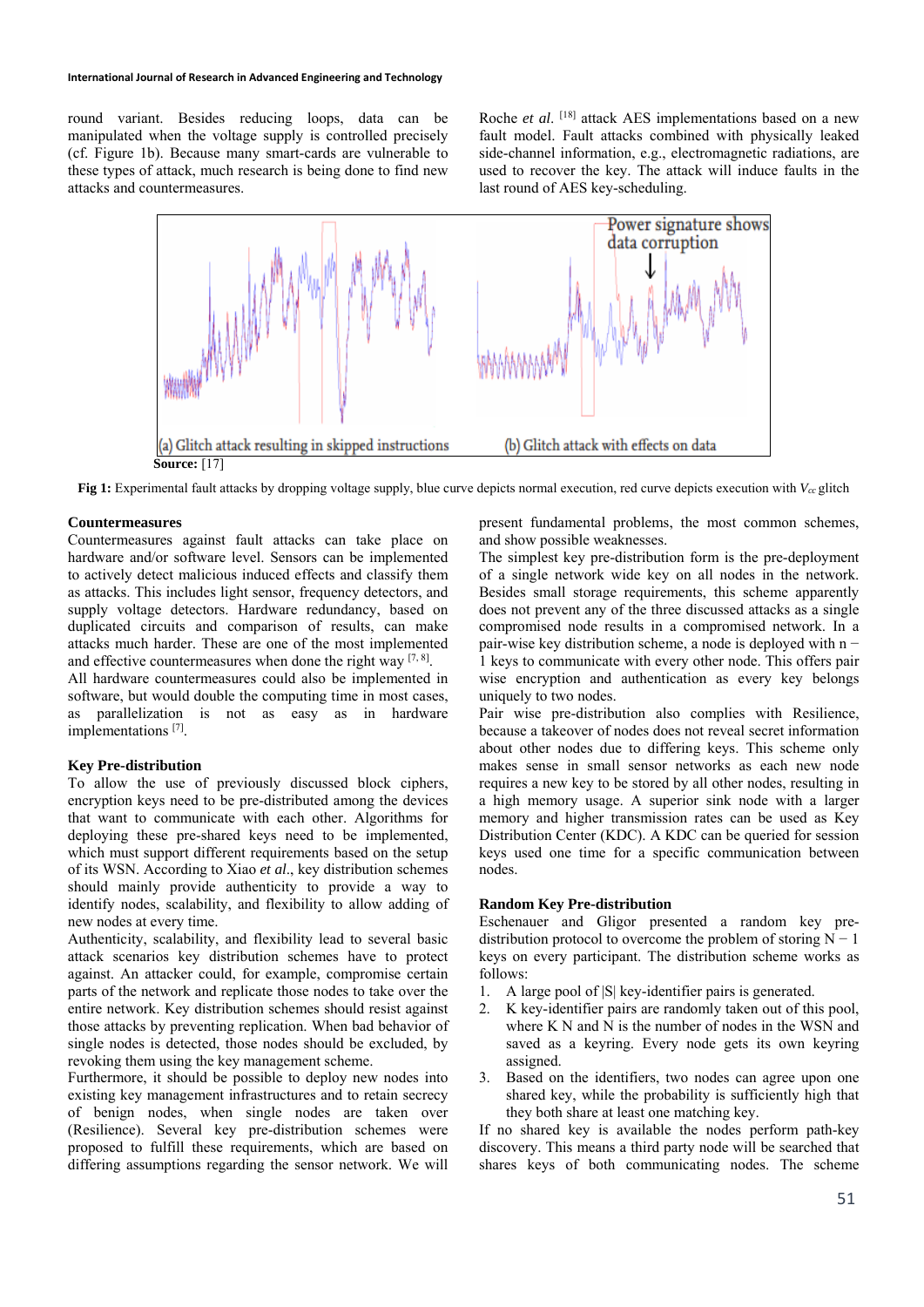round variant. Besides reducing loops, data can be manipulated when the voltage supply is controlled precisely (cf. Figure 1b). Because many smart-cards are vulnerable to these types of attack, much research is being done to find new attacks and countermeasures.

Roche *et al.* [18] attack AES implementations based on a new fault model. Fault attacks combined with physically leaked side-channel information, e.g., electromagnetic radiations, are used to recover the key. The attack will induce faults in the last round of AES key-scheduling.

**Source:** [17]

**Fig 1:** Experimental fault attacks by dropping voltage supply, blue curve depicts normal execution, red curve depicts execution with $V_{cc}$ glitch

### Countermeasures

Countermeasures against fault attacks can take place on hardware and/or software level. Sensors can be implemented to actively detect malicious induced effects and classify them as attacks. This includes light sensor, frequency detectors, and supply voltage detectors. Hardware redundancy, based on duplicated circuits and comparison of results, can make attacks much harder. These are one of the most implemented and effective countermeasures when done the right way [7, 8].

All hardware countermeasures could also be implemented in software, but would double the computing time in most cases, as parallelization is not as easy as in hardware implementations [7].

### Key Pre-distribution

To allow the use of previously discussed block ciphers, encryption keys need to be pre-distributed among the devices that want to communicate with each other. Algorithms for deploying these pre-shared keys need to be implemented, which must support different requirements based on the setup of its WSN. According to Xiao *et al*., key distribution schemes should mainly provide authenticity to provide a way to identify nodes, scalability, and flexibility to allow adding of new nodes at every time.

Authenticity, scalability, and flexibility lead to several basic attack scenarios key distribution schemes have to protect against. An attacker could, for example, compromise certain parts of the network and replicate those nodes to take over the entire network. Key distribution schemes should resist against those attacks by preventing replication. When bad behavior of single nodes is detected, those nodes should be excluded, by revoking them using the key management scheme.

Furthermore, it should be possible to deploy new nodes into existing key management infrastructures and to retain secrecy of benign nodes, when single nodes are taken over (Resilience). Several key pre-distribution schemes were proposed to fulfill these requirements, which are based on differing assumptions regarding the sensor network. We will present fundamental problems, the most common schemes, and show possible weaknesses.

The simplest key pre-distribution form is the pre-deployment of a single network wide key on all nodes in the network. Besides small storage requirements, this scheme apparently does not prevent any of the three discussed attacks as a single compromised node results in a compromised network. In a pair-wise key distribution scheme, a node is deployed with $n - 1$ keys to communicate with every other node. This offers pair wise encryption and authentication as every key belongs uniquely to two nodes.

Pair wise pre-distribution also complies with Resilience, because a takeover of nodes does not reveal secret information about other nodes due to differing keys. This scheme only makes sense in small sensor networks as each new node requires a new key to be stored by all other nodes, resulting in a high memory usage. A superior sink node with a larger memory and higher transmission rates can be used as Key Distribution Center (KDC). A KDC can be queried for session keys used one time for a specific communication between nodes.

### Random Key Pre-distribution

Eschenauer and Gligor presented a random key pre-distribution protocol to overcome the problem of storing $N - 1$ keys on every participant. The distribution scheme works as follows:

1. A large pool of $|S|$ key-identifier pairs is generated.
2. K key-identifier pairs are randomly taken out of this pool, where K N and N is the number of nodes in the WSN and saved as a keyring. Every node gets its own keyring assigned.
3. Based on the identifiers, two nodes can agree upon one shared key, while the probability is sufficiently high that they both share at least one matching key.

If no shared key is available the nodes perform path-key discovery. This means a third party node will be searched that shares keys of both communicating nodes. The scheme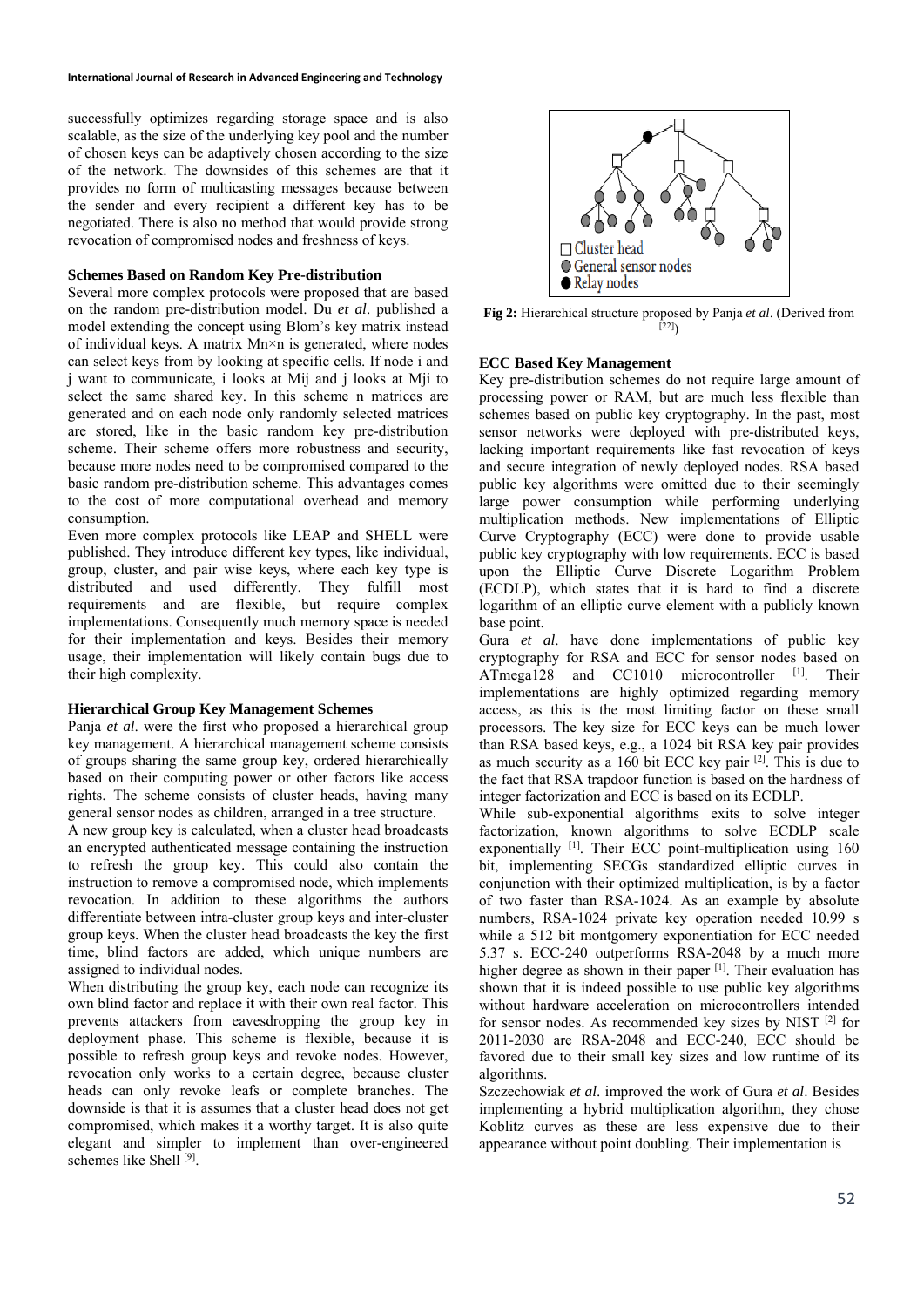successfully optimizes regarding storage space and is also scalable, as the size of the underlying key pool and the number of chosen keys can be adaptively chosen according to the size of the network. The downsides of this schemes are that it provides no form of multicasting messages because between the sender and every recipient a different key has to be negotiated. There is also no method that would provide strong revocation of compromised nodes and freshness of keys.

### Schemes Based on Random Key Pre-distribution

Several more complex protocols were proposed that are based on the random pre-distribution model. Du *et al*. published a model extending the concept using Blom's key matrix instead of individual keys. A matrix $M_{n \times n}$ is generated, where nodes can select keys from by looking at specific cells. If node i and j want to communicate, i looks at $M_{ij}$ and j looks at $M_{ji}$ to select the same shared key. In this scheme n matrices are generated and on each node only randomly selected matrices are stored, like in the basic random key pre-distribution scheme. Their scheme offers more robustness and security, because more nodes need to be compromised compared to the basic random pre-distribution scheme. This advantages comes to the cost of more computational overhead and memory consumption.

Even more complex protocols like LEAP and SHELL were published. They introduce different key types, like individual, group, cluster, and pair wise keys, where each key type is distributed and used differently. They fulfill most requirements and are flexible, but require complex implementations. Consequently much memory space is needed for their implementation and keys. Besides their memory usage, their implementation will likely contain bugs due to their high complexity.

### Hierarchical Group Key Management Schemes

Panja *et al*. were the first who proposed a hierarchical group key management. A hierarchical management scheme consists of groups sharing the same group key, ordered hierarchically based on their computing power or other factors like access rights. The scheme consists of cluster heads, having many general sensor nodes as children, arranged in a tree structure.

A new group key is calculated, when a cluster head broadcasts an encrypted authenticated message containing the instruction to refresh the group key. This could also contain the instruction to remove a compromised node, which implements revocation. In addition to these algorithms the authors differentiate between intra-cluster group keys and inter-cluster group keys. When the cluster head broadcasts the key the first time, blind factors are added, which unique numbers are assigned to individual nodes.

When distributing the group key, each node can recognize its own blind factor and replace it with their own real factor. This prevents attackers from eavesdropping the group key in deployment phase. This scheme is flexible, because it is possible to refresh group keys and revoke nodes. However, revocation only works to a certain degree, because cluster heads can only revoke leafs or complete branches. The downside is that it is assumes that a cluster head does not get compromised, which makes it a worthy target. It is also quite elegant and simpler to implement than over-engineered schemes like Shell [9].

**Fig 2:** Hierarchical structure proposed by Panja *et al*. (Derived from [22])

### ECC Based Key Management

Key pre-distribution schemes do not require large amount of processing power or RAM, but are much less flexible than schemes based on public key cryptography. In the past, most sensor networks were deployed with pre-distributed keys, lacking important requirements like fast revocation of keys and secure integration of newly deployed nodes. RSA based public key algorithms were omitted due to their seemingly large power consumption while performing underlying multiplication methods. New implementations of Elliptic Curve Cryptography (ECC) were done to provide usable public key cryptography with low requirements. ECC is based upon the Elliptic Curve Discrete Logarithm Problem (ECDLP), which states that it is hard to find a discrete logarithm of an elliptic curve element with a publicly known base point.

Gura *et al*. have done implementations of public key cryptography for RSA and ECC for sensor nodes based on ATmega128 and CC1010 microcontroller [1]. Their implementations are highly optimized regarding memory access, as this is the most limiting factor on these small processors. The key size for ECC keys can be much lower than RSA based keys, e.g., a 1024 bit RSA key pair provides as much security as a 160 bit ECC key pair [2]. This is due to the fact that RSA trapdoor function is based on the hardness of integer factorization and ECC is based on its ECDLP.

While sub-exponential algorithms exits to solve integer factorization, known algorithms to solve ECDLP scale exponentially [1]. Their ECC point-multiplication using 160 bit, implementing SECGs standardized elliptic curves in conjunction with their optimized multiplication, is by a factor of two faster than RSA-1024. As an example by absolute numbers, RSA-1024 private key operation needed 10.99 s while a 512 bit montgomery exponentiation for ECC needed 5.37 s. ECC-240 outperforms RSA-2048 by a much more higher degree as shown in their paper [1]. Their evaluation has shown that it is indeed possible to use public key algorithms without hardware acceleration on microcontrollers intended for sensor nodes. As recommended key sizes by NIST [2] for 2011-2030 are RSA-2048 and ECC-240, ECC should be favored due to their small key sizes and low runtime of its algorithms.

Szczechowiak *et al*. improved the work of Gura *et al*. Besides implementing a hybrid multiplication algorithm, they chose Koblitz curves as these are less expensive due to their appearance without point doubling. Their implementation is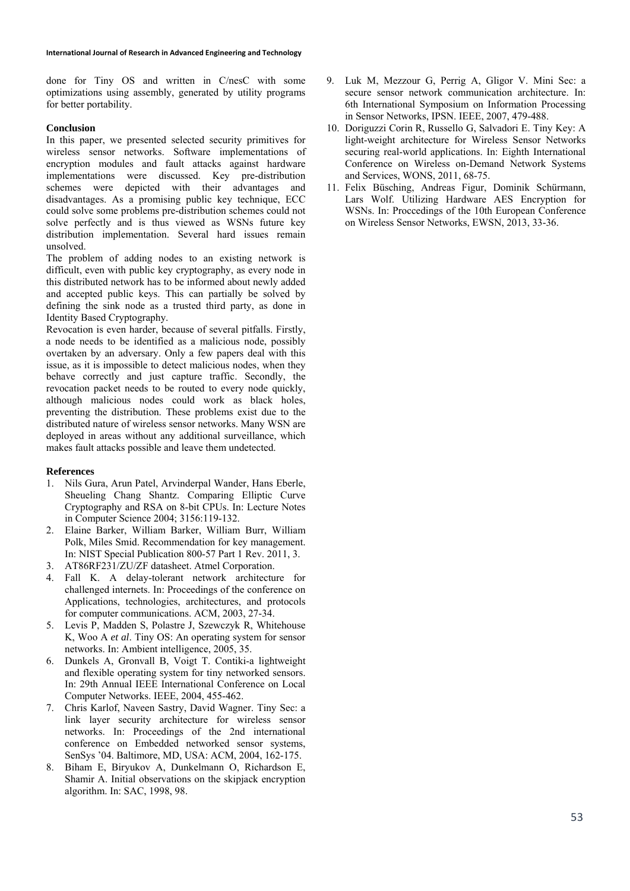done for Tiny OS and written in C/nesC with some optimizations using assembly, generated by utility programs for better portability.

### Conclusion

In this paper, we presented selected security primitives for wireless sensor networks. Software implementations of encryption modules and fault attacks against hardware implementations were discussed. Key pre-distribution schemes were depicted with their advantages and disadvantages. As a promising public key technique, ECC could solve some problems pre-distribution schemes could not solve perfectly and is thus viewed as WSNs future key distribution implementation. Several hard issues remain unsolved.

The problem of adding nodes to an existing network is difficult, even with public key cryptography, as every node in this distributed network has to be informed about newly added and accepted public keys. This can partially be solved by defining the sink node as a trusted third party, as done in Identity Based Cryptography.

Revocation is even harder, because of several pitfalls. Firstly, a node needs to be identified as a malicious node, possibly overtaken by an adversary. Only a few papers deal with this issue, as it is impossible to detect malicious nodes, when they behave correctly and just capture traffic. Secondly, the revocation packet needs to be routed to every node quickly, although malicious nodes could work as black holes, preventing the distribution. These problems exist due to the distributed nature of wireless sensor networks. Many WSN are deployed in areas without any additional surveillance, which makes fault attacks possible and leave them undetected.

### References

1. Nils Gura, Arun Patel, Arvinderpal Wander, Hans Eberle, Sheueling Chang Shantz. Comparing Elliptic Curve Cryptography and RSA on 8-bit CPUs. In: Lecture Notes in Computer Science 2004; 3156:119-132.
2. Elaine Barker, William Barker, William Burr, William Polk, Miles Smid. Recommendation for key management. In: NIST Special Publication 800-57 Part 1 Rev. 2011, 3.
3. AT86RF231/ZU/ZF datasheet. Atmel Corporation.
4. Fall K. A delay-tolerant network architecture for challenged internets. In: Proceedings of the conference on Applications, technologies, architectures, and protocols for computer communications. ACM, 2003, 27-34.
5. Levis P, Madden S, Polastre J, Szewczyk R, Whitehouse K, Woo A *et al*. Tiny OS: An operating system for sensor networks. In: Ambient intelligence, 2005, 35.
6. Dunkels A, Gronvall B, Voigt T. Contiki-a lightweight and flexible operating system for tiny networked sensors. In: 29th Annual IEEE International Conference on Local Computer Networks. IEEE, 2004, 455-462.
7. Chris Karlof, Naveen Sastry, David Wagner. Tiny Sec: a link layer security architecture for wireless sensor networks. In: Proceedings of the 2nd international conference on Embedded networked sensor systems, SenSys '04. Baltimore, MD, USA: ACM, 2004, 162-175.
8. Biham E, Biryukov A, Dunkelmann O, Richardson E, Shamir A. Initial observations on the skipjack encryption algorithm. In: SAC, 1998, 98.
9. Luk M, Mezzour G, Perrig A, Gligor V. Mini Sec: a secure sensor network communication architecture. In: 6th International Symposium on Information Processing in Sensor Networks, IPSN. IEEE, 2007, 479-488.
10. Doriguzzi Corin R, Russello G, Salvadori E. Tiny Key: A light-weight architecture for Wireless Sensor Networks securing real-world applications. In: Eighth International Conference on Wireless on-Demand Network Systems and Services, WONS, 2011, 68-75.
11. Felix Büsching, Andreas Figur, Dominik Schürmann, Lars Wolf. Utilizing Hardware AES Encryption for WSNs. In: Proccedings of the 10th European Conference on Wireless Sensor Networks, EWSN, 2013, 33-36.